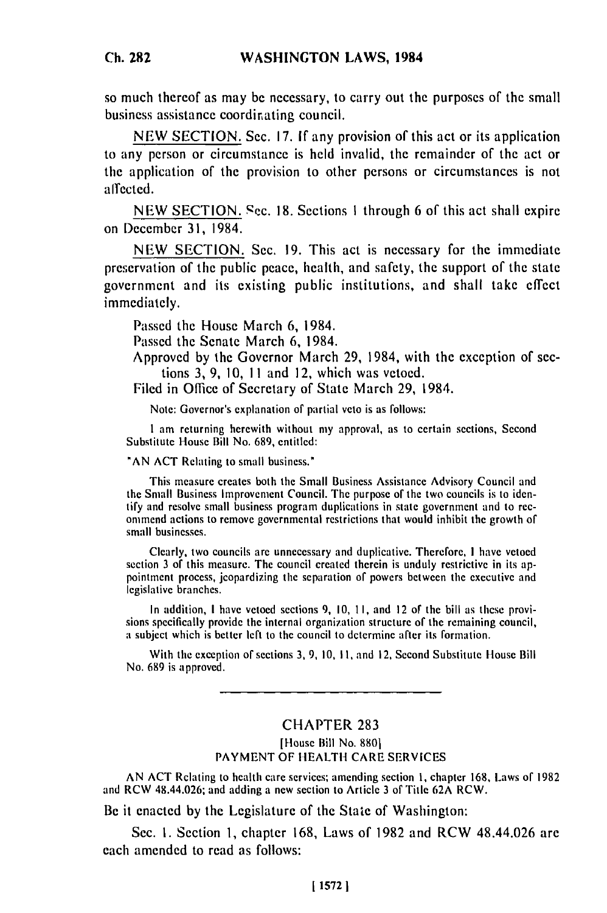so much thereof as may be necessary, to carry out the purposes of the small business assistance coordinating council.

NEW SECTION. Sec. 17. If any provision of this act or its application to any person or circumstance is held invalid, the remainder of the act or the application of the provision to other persons or circumstances is not affected.

NEW SECTION. Sec. 18. Sections 1 through 6 of this act shall expire on December 31, 1984.

NEW SECTION. Sec. 19. This act is necessary for the immediate preservation of the public peace, health, and safety, the support of the state government and its existing public institutions, and shall take effect immediately.

Passed the House March 6, 1984.

Passed the Senate March 6, 1984.

Approved by the Governor March 29, 1984, with the exception of sections 3, 9, 10, 11 and 12, which was vetoed.

Filed in Office of Secretary of State March 29, 1984.

Note: Governor's explanation of partial veto is as follows:

I am returning herewith without my approval, as to certain sections, Second Substitute House Bill No. 689, entitled:

"AN ACT Relating to small business."

This measure creates both the Small Business Assistance Advisory Council and the Small Business Improvement Council. The purpose of the two councils is to identify and resolve small business program duplications in state government and to recommend actions to remove governmental restrictions that would inhibit the growth of small businesses.

Clearly, two councils are unnecessary and duplicative. Therefore, I have vetoed section 3 of this measure. The council created therein is unduly restrictive in its appointment process, jeopardizing the separation of powers between the executive and legislative branches.

In addition, I have vetoed sections 9, 10, 11, and 12 of the bill as these provisions specifically provide the internal organization structure of the remaining council, a subject which is better left to the council to determine after its formation.

With the exception of sections 3, 9, 10, 11, and 12, Second Substitute House Bill No. 689 is approved.

---

## CHAPTER 283

[House Bill No. 880]

PAYMENT OF HEALTH CARE SERVICES

AN ACT Relating to health care services; amending section 1, chapter 168, Laws of 1982 and RCW 48.44.026; and adding a new section to Article 3 of Title 62A RCW.

Be it enacted by the Legislature of the State of Washington:

Sec. 1. Section 1, chapter 168, Laws of 1982 and RCW 48.44.026 are each amended to read as follows: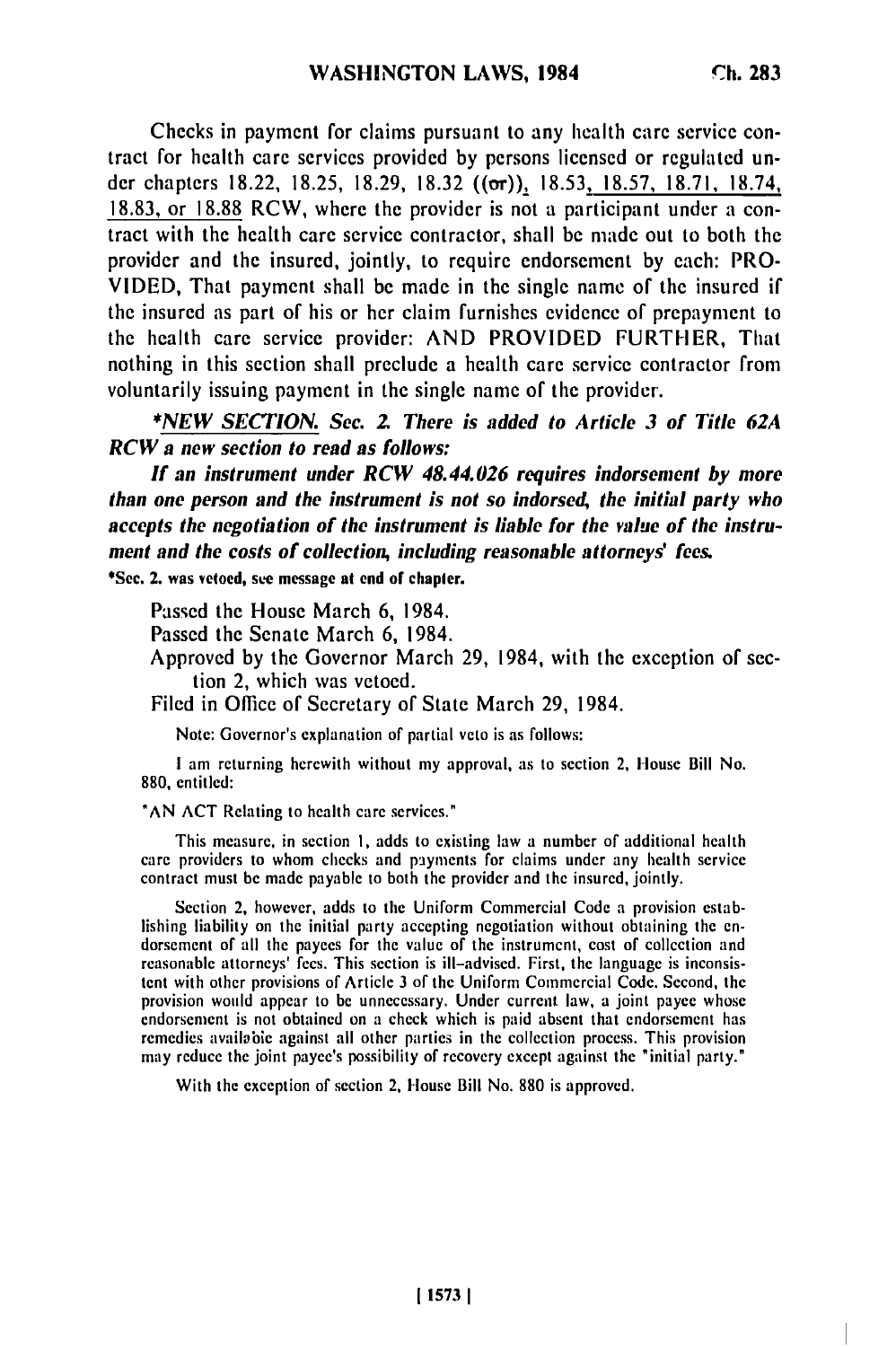Checks in payment for claims pursuant to any health care service contract for health care services provided by persons licensed or regulated under chapters 18.22, 18.25, 18.29, 18.32 ((or)), 18.53, 18.57, 18.71, 18.74, 18.83, or 18.88 RCW, where the provider is not a participant under a contract with the health care service contractor, shall be made out to both the provider and the insured, jointly, to require endorsement by each: PROVIDED, That payment shall be made in the single name of the insured if the insured as part of his or her claim furnishes evidence of prepayment to the health care service provider: AND PROVIDED FURTHER, That nothing in this section shall preclude a health care service contractor from voluntarily issuing payment in the single name of the provider.

**\*NEW SECTION. Sec. 2. There is added to Article 3 of Title 62A RCW a new section to read as follows:**

***If an instrument under RCW 48.44.026 requires indorsement by more than one person and the instrument is not so indorsed, the initial party who accepts the negotiation of the instrument is liable for the value of the instrument and the costs of collection, including reasonable attorneys' fees.***

\*Sec. 2. was vetoed, see message at end of chapter.

Passed the House March 6, 1984.
Passed the Senate March 6, 1984.
Approved by the Governor March 29, 1984, with the exception of section 2, which was vetoed.
Filed in Office of Secretary of State March 29, 1984.

Note: Governor's explanation of partial veto is as follows:

I am returning herewith without my approval, as to section 2, House Bill No. 880, entitled:

"AN ACT Relating to health care services."

This measure, in section 1, adds to existing law a number of additional health care providers to whom checks and payments for claims under any health service contract must be made payable to both the provider and the insured, jointly.

Section 2, however, adds to the Uniform Commercial Code a provision establishing liability on the initial party accepting negotiation without obtaining the endorsement of all the payees for the value of the instrument, cost of collection and reasonable attorneys' fees. This section is ill-advised. First, the language is inconsistent with other provisions of Article 3 of the Uniform Commercial Code. Second, the provision would appear to be unnecessary. Under current law, a joint payee whose endorsement is not obtained on a check which is paid absent that endorsement has remedies available against all other parties in the collection process. This provision may reduce the joint payee's possibility of recovery except against the "initial party."

With the exception of section 2, House Bill No. 880 is approved.